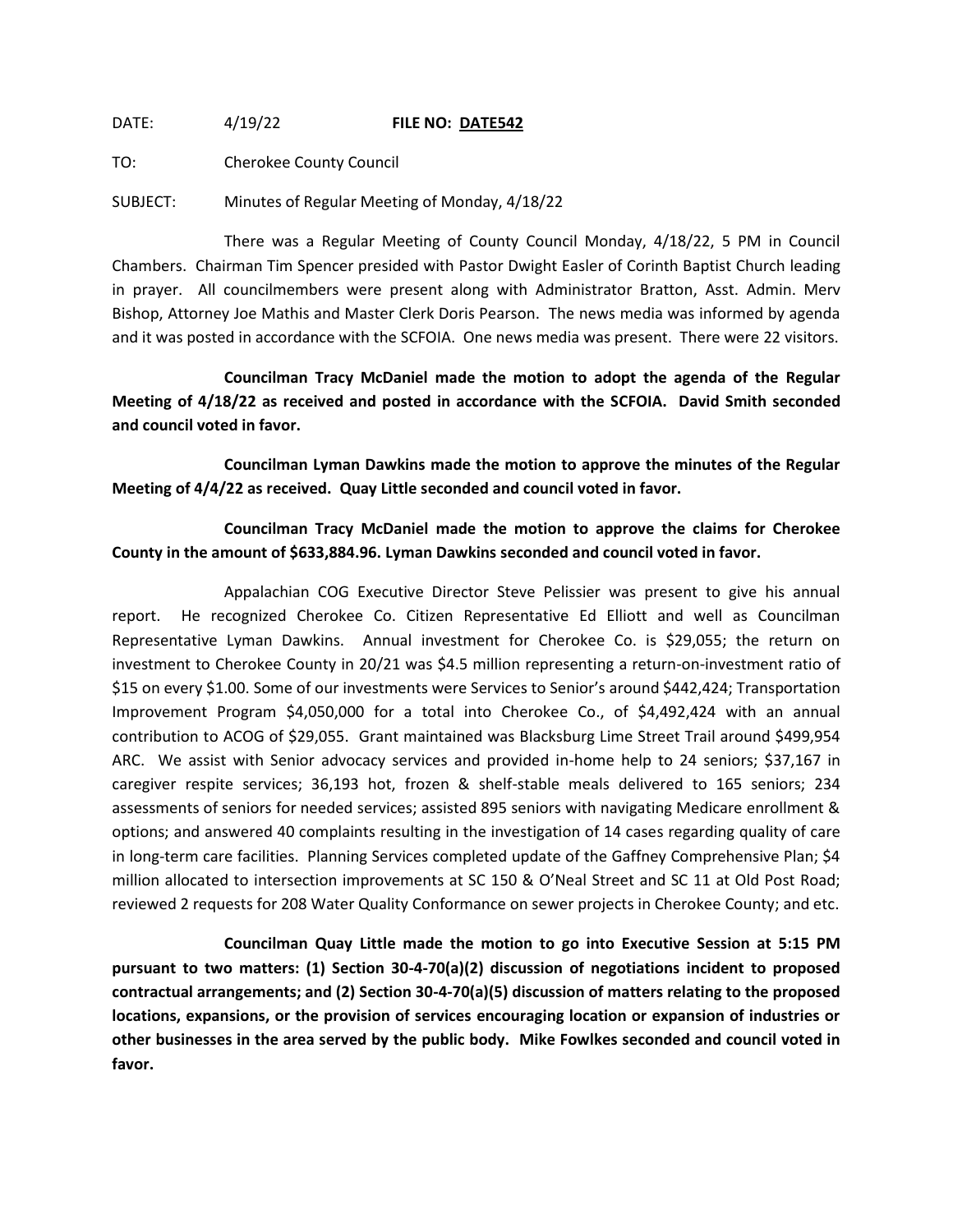DATE: 4/19/22 **FILE NO: DATE542**

TO: Cherokee County Council

SUBJECT: Minutes of Regular Meeting of Monday, 4/18/22

There was a Regular Meeting of County Council Monday, 4/18/22, 5 PM in Council Chambers. Chairman Tim Spencer presided with Pastor Dwight Easler of Corinth Baptist Church leading in prayer. All councilmembers were present along with Administrator Bratton, Asst. Admin. Merv Bishop, Attorney Joe Mathis and Master Clerk Doris Pearson. The news media was informed by agenda and it was posted in accordance with the SCFOIA. One news media was present. There were 22 visitors.

**Councilman Tracy McDaniel made the motion to adopt the agenda of the Regular Meeting of 4/18/22 as received and posted in accordance with the SCFOIA. David Smith seconded and council voted in favor.**

**Councilman Lyman Dawkins made the motion to approve the minutes of the Regular Meeting of 4/4/22 as received. Quay Little seconded and council voted in favor.**

**Councilman Tracy McDaniel made the motion to approve the claims for Cherokee County in the amount of $633,884.96. Lyman Dawkins seconded and council voted in favor.**

Appalachian COG Executive Director Steve Pelissier was present to give his annual report. He recognized Cherokee Co. Citizen Representative Ed Elliott and well as Councilman Representative Lyman Dawkins. Annual investment for Cherokee Co. is $29,055; the return on investment to Cherokee County in 20/21 was $4.5 million representing a return-on-investment ratio of $15 on every $1.00. Some of our investments were Services to Senior's around $442,424; Transportation Improvement Program $4,050,000 for a total into Cherokee Co., of $4,492,424 with an annual contribution to ACOG of $29,055. Grant maintained was Blacksburg Lime Street Trail around $499,954 ARC. We assist with Senior advocacy services and provided in-home help to 24 seniors; $37,167 in caregiver respite services; 36,193 hot, frozen & shelf-stable meals delivered to 165 seniors; 234 assessments of seniors for needed services; assisted 895 seniors with navigating Medicare enrollment & options; and answered 40 complaints resulting in the investigation of 14 cases regarding quality of care in long-term care facilities. Planning Services completed update of the Gaffney Comprehensive Plan; $4 million allocated to intersection improvements at SC 150 & O'Neal Street and SC 11 at Old Post Road; reviewed 2 requests for 208 Water Quality Conformance on sewer projects in Cherokee County; and etc.

**Councilman Quay Little made the motion to go into Executive Session at 5:15 PM pursuant to two matters: (1) Section 30-4-70(a)(2) discussion of negotiations incident to proposed contractual arrangements; and (2) Section 30-4-70(a)(5) discussion of matters relating to the proposed locations, expansions, or the provision of services encouraging location or expansion of industries or other businesses in the area served by the public body. Mike Fowlkes seconded and council voted in favor.**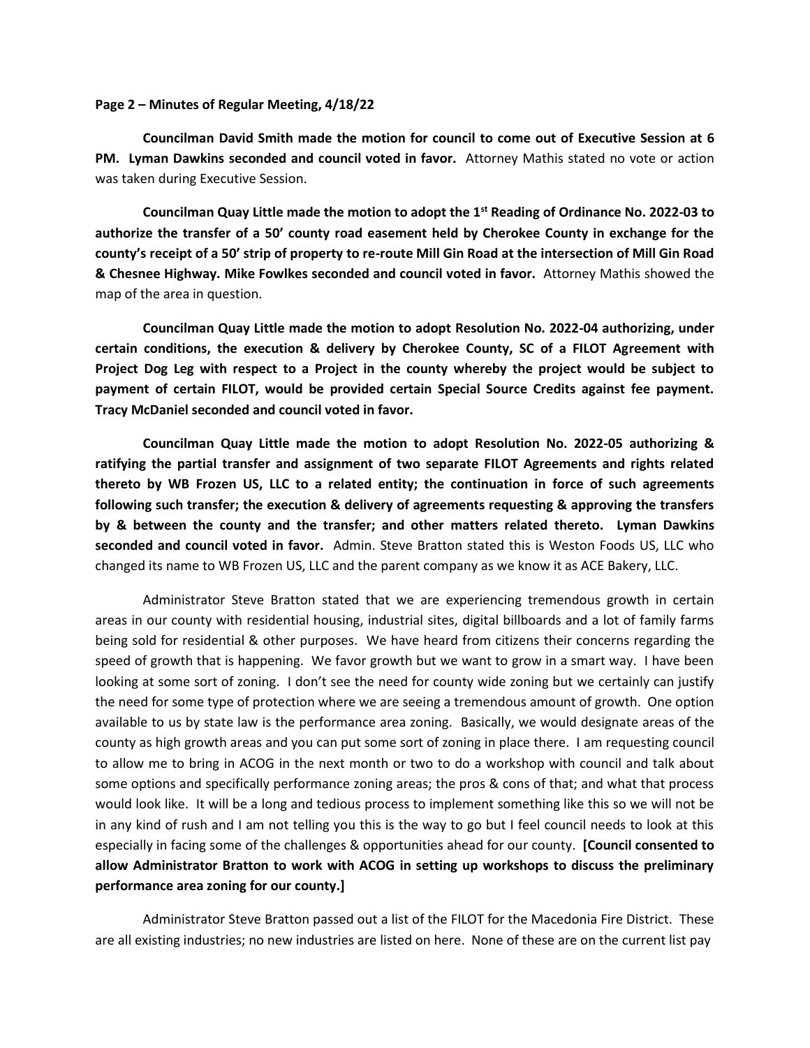**Page 2 – Minutes of Regular Meeting, 4/18/22**

**Councilman David Smith made the motion for council to come out of Executive Session at 6 PM. Lyman Dawkins seconded and council voted in favor.** Attorney Mathis stated no vote or action was taken during Executive Session.

**Councilman Quay Little made the motion to adopt the 1st Reading of Ordinance No. 2022-03 to authorize the transfer of a 50' county road easement held by Cherokee County in exchange for the county's receipt of a 50' strip of property to re-route Mill Gin Road at the intersection of Mill Gin Road & Chesnee Highway. Mike Fowlkes seconded and council voted in favor.** Attorney Mathis showed the map of the area in question.

**Councilman Quay Little made the motion to adopt Resolution No. 2022-04 authorizing, under certain conditions, the execution & delivery by Cherokee County, SC of a FILOT Agreement with Project Dog Leg with respect to a Project in the county whereby the project would be subject to payment of certain FILOT, would be provided certain Special Source Credits against fee payment. Tracy McDaniel seconded and council voted in favor.**

**Councilman Quay Little made the motion to adopt Resolution No. 2022-05 authorizing & ratifying the partial transfer and assignment of two separate FILOT Agreements and rights related thereto by WB Frozen US, LLC to a related entity; the continuation in force of such agreements following such transfer; the execution & delivery of agreements requesting & approving the transfers by & between the county and the transfer; and other matters related thereto. Lyman Dawkins seconded and council voted in favor.** Admin. Steve Bratton stated this is Weston Foods US, LLC who changed its name to WB Frozen US, LLC and the parent company as we know it as ACE Bakery, LLC.

Administrator Steve Bratton stated that we are experiencing tremendous growth in certain areas in our county with residential housing, industrial sites, digital billboards and a lot of family farms being sold for residential & other purposes. We have heard from citizens their concerns regarding the speed of growth that is happening. We favor growth but we want to grow in a smart way. I have been looking at some sort of zoning. I don't see the need for county wide zoning but we certainly can justify the need for some type of protection where we are seeing a tremendous amount of growth. One option available to us by state law is the performance area zoning. Basically, we would designate areas of the county as high growth areas and you can put some sort of zoning in place there. I am requesting council to allow me to bring in ACOG in the next month or two to do a workshop with council and talk about some options and specifically performance zoning areas; the pros & cons of that; and what that process would look like. It will be a long and tedious process to implement something like this so we will not be in any kind of rush and I am not telling you this is the way to go but I feel council needs to look at this especially in facing some of the challenges & opportunities ahead for our county. **[Council consented to allow Administrator Bratton to work with ACOG in setting up workshops to discuss the preliminary performance area zoning for our county.]**

Administrator Steve Bratton passed out a list of the FILOT for the Macedonia Fire District. These are all existing industries; no new industries are listed on here. None of these are on the current list pay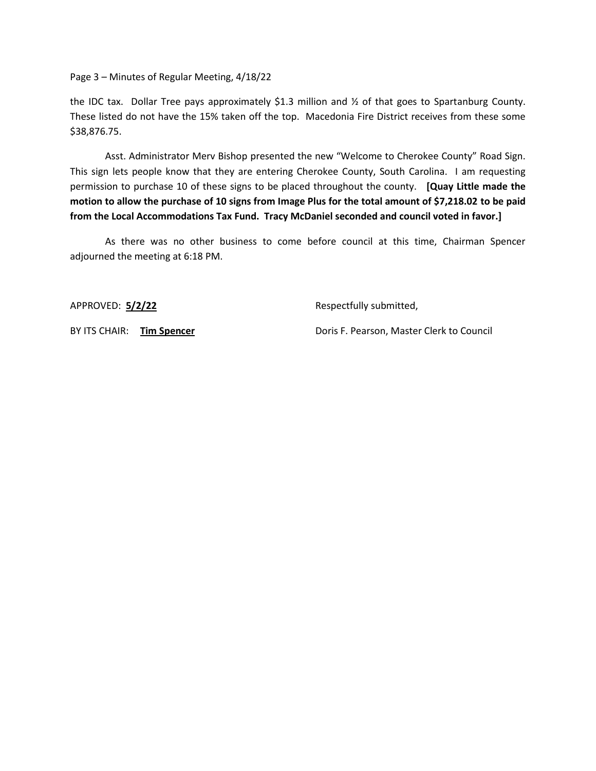the IDC tax. Dollar Tree pays approximately $1.3 million and ½ of that goes to Spartanburg County. These listed do not have the 15% taken off the top. Macedonia Fire District receives from these some $38,876.75.

Asst. Administrator Merv Bishop presented the new "Welcome to Cherokee County" Road Sign. This sign lets people know that they are entering Cherokee County, South Carolina. I am requesting permission to purchase 10 of these signs to be placed throughout the county. **[Quay Little made the motion to allow the purchase of 10 signs from Image Plus for the total amount of $7,218.02 to be paid from the Local Accommodations Tax Fund. Tracy McDaniel seconded and council voted in favor.]**

As there was no other business to come before council at this time, Chairman Spencer adjourned the meeting at 6:18 PM.

APPROVED: **5/2/22**

BY ITS CHAIR: **Tim Spencer**

Respectfully submitted,

Doris F. Pearson, Master Clerk to Council